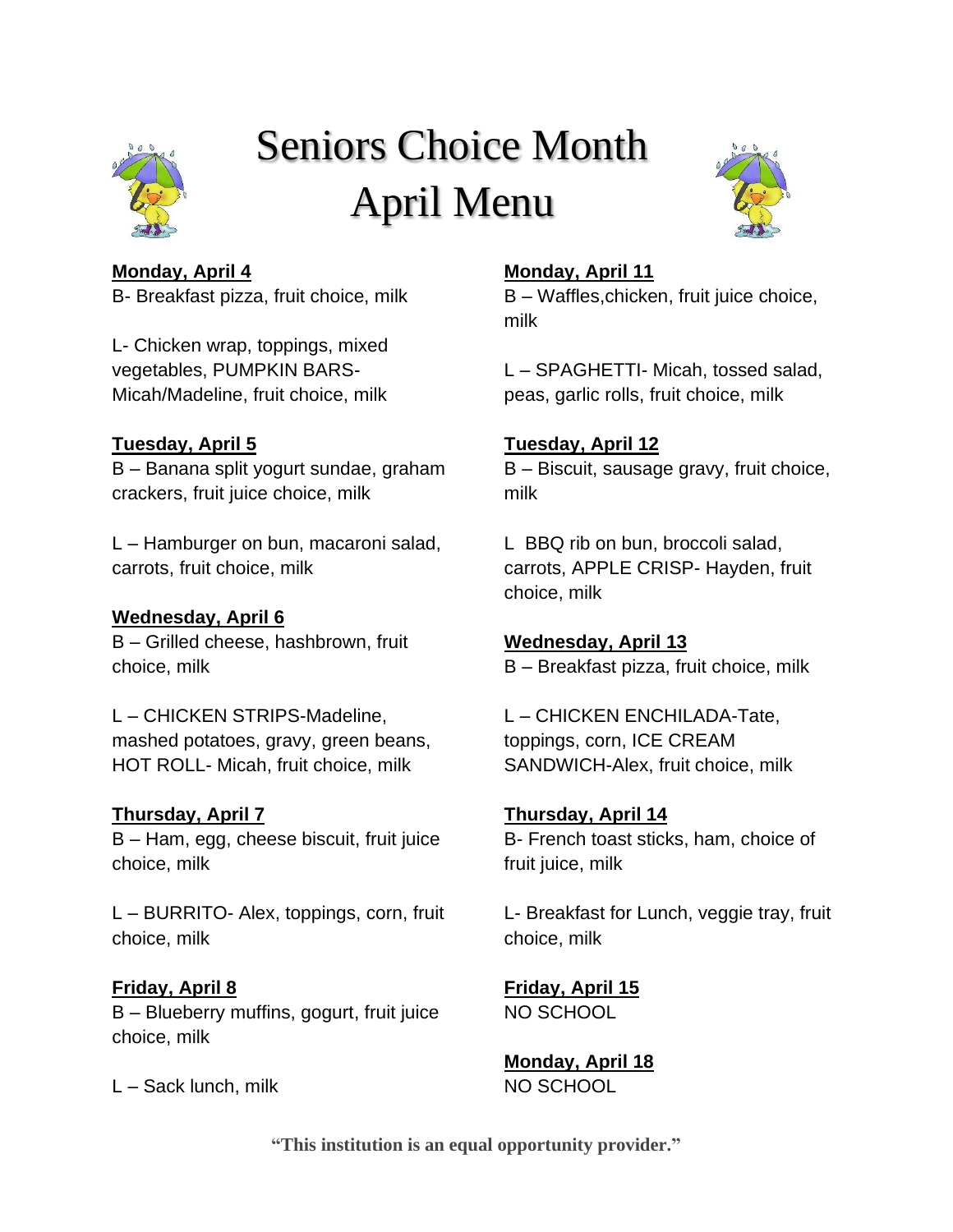# Seniors Choice Month April Menu

**Monday, April 4**

B- Breakfast pizza, fruit choice, milk

L- Chicken wrap, toppings, mixed vegetables, PUMPKIN BARS- Micah/Madeline, fruit choice, milk

**Tuesday, April 5**

B – Banana split yogurt sundae, graham crackers, fruit juice choice, milk

L – Hamburger on bun, macaroni salad, carrots, fruit choice, milk

**Wednesday, April 6**

B – Grilled cheese, hashbrown, fruit choice, milk

L – CHICKEN STRIPS-Madeline, mashed potatoes, gravy, green beans, HOT ROLL- Micah, fruit choice, milk

**Thursday, April 7**

B – Ham, egg, cheese biscuit, fruit juice choice, milk

L – BURRITO- Alex, toppings, corn, fruit choice, milk

**Friday, April 8**

B – Blueberry muffins, gogurt, fruit juice choice, milk

L – Sack lunch, milk

**Monday, April 11**

B – Waffles,chicken, fruit juice choice, milk

L – SPAGHETTI- Micah, tossed salad, peas, garlic rolls, fruit choice, milk

**Tuesday, April 12**

B – Biscuit, sausage gravy, fruit choice, milk

L BBQ rib on bun, broccoli salad, carrots, APPLE CRISP- Hayden, fruit choice, milk

**Wednesday, April 13**

B – Breakfast pizza, fruit choice, milk

L – CHICKEN ENCHILADA-Tate, toppings, corn, ICE CREAM SANDWICH-Alex, fruit choice, milk

**Thursday, April 14**

B- French toast sticks, ham, choice of fruit juice, milk

L- Breakfast for Lunch, veggie tray, fruit choice, milk

**Friday, April 15**

NO SCHOOL

**Monday, April 18**

NO SCHOOL

**"This institution is an equal opportunity provider."**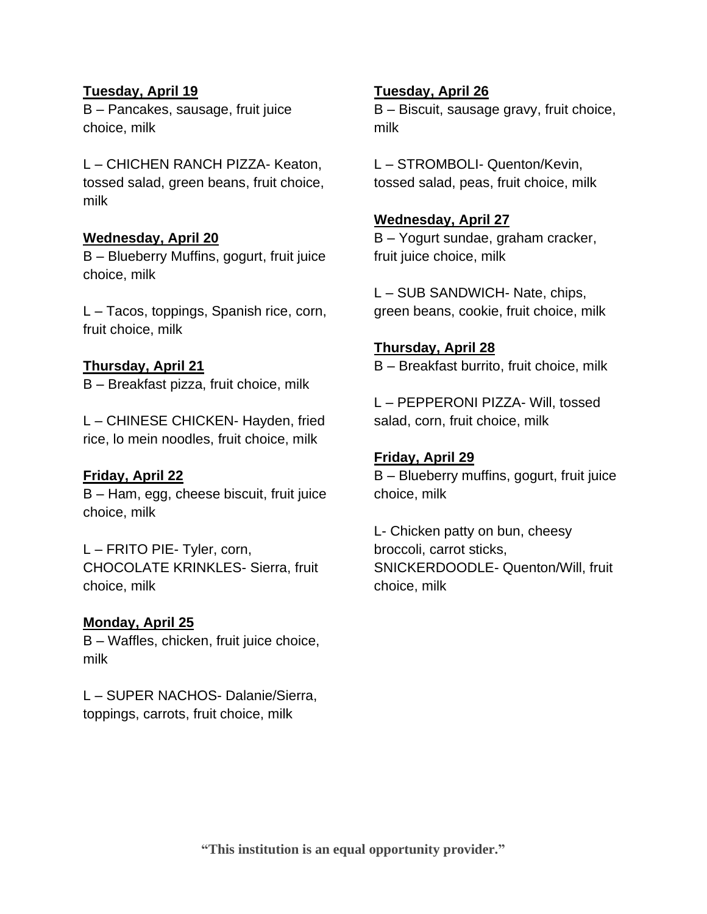**Tuesday, April 19**

B – Pancakes, sausage, fruit juice choice, milk

L – CHICHEN RANCH PIZZA- Keaton, tossed salad, green beans, fruit choice, milk

**Wednesday, April 20**

B – Blueberry Muffins, gogurt, fruit juice choice, milk

L – Tacos, toppings, Spanish rice, corn, fruit choice, milk

**Thursday, April 21**

B – Breakfast pizza, fruit choice, milk

L – CHINESE CHICKEN- Hayden, fried rice, lo mein noodles, fruit choice, milk

**Friday, April 22**

B – Ham, egg, cheese biscuit, fruit juice choice, milk

L – FRITO PIE- Tyler, corn, CHOCOLATE KRINKLES- Sierra, fruit choice, milk

**Monday, April 25**

B – Waffles, chicken, fruit juice choice, milk

L – SUPER NACHOS- Dalanie/Sierra, toppings, carrots, fruit choice, milk

**Tuesday, April 26**

B – Biscuit, sausage gravy, fruit choice, milk

L – STROMBOLI- Quenton/Kevin, tossed salad, peas, fruit choice, milk

**Wednesday, April 27**

B – Yogurt sundae, graham cracker, fruit juice choice, milk

L – SUB SANDWICH- Nate, chips, green beans, cookie, fruit choice, milk

**Thursday, April 28**

B – Breakfast burrito, fruit choice, milk

L – PEPPERONI PIZZA- Will, tossed salad, corn, fruit choice, milk

**Friday, April 29**

B – Blueberry muffins, gogurt, fruit juice choice, milk

L- Chicken patty on bun, cheesy broccoli, carrot sticks, SNICKERDOODLE- Quenton/Will, fruit choice, milk

**"This institution is an equal opportunity provider."**